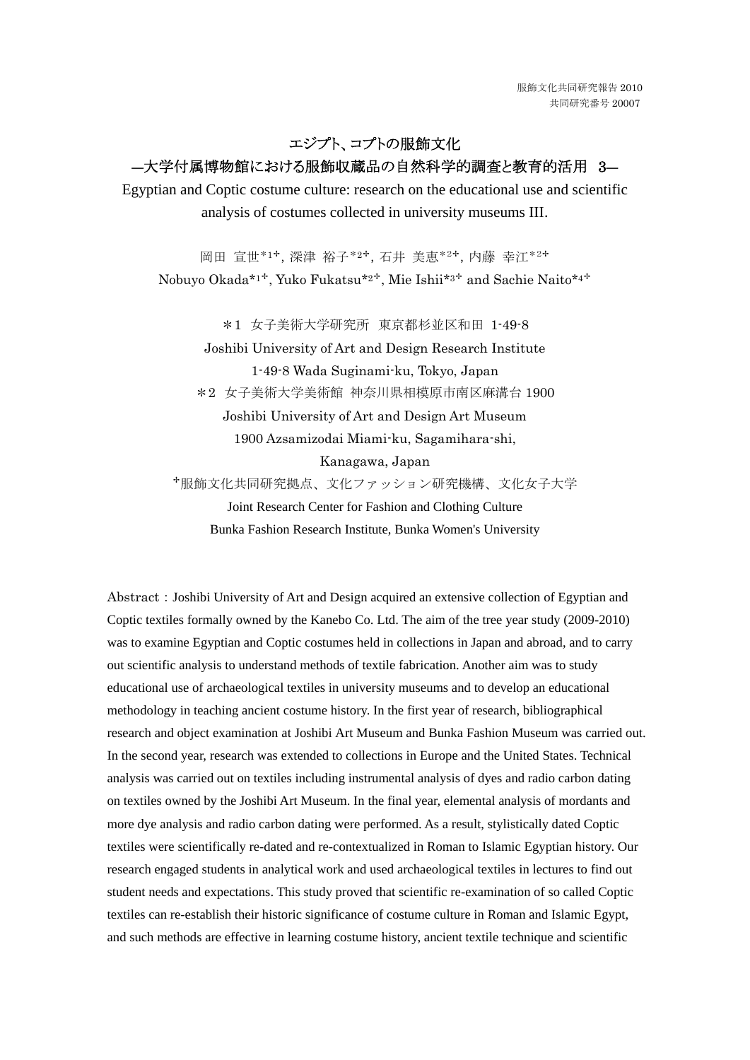服飾文化共同研究報告 2010
共同研究番号 20007

# エジプト、コプトの服飾文化
## —大学付属博物館における服飾収蔵品の自然科学的調査と教育的活用　3—

Egyptian and Coptic costume culture: research on the educational use and scientific analysis of costumes collected in university museums III.

岡田　宣世*1+, 深津　裕子*2+, 石井　美恵*2+, 内藤　幸江*2+

Nobuyo Okada*1+, Yuko Fukatsu*2+, Mie Ishii*3+ and Sachie Naito*4+

＊1　女子美術大学研究所　東京都杉並区和田　1-49-8
Joshibi University of Art and Design Research Institute
1-49-8 Wada Suginami-ku, Tokyo, Japan

＊2　女子美術大学美術館　神奈川県相模原市南区麻溝台 1900
Joshibi University of Art and Design Art Museum
1900 Azsamizodai Miami-ku, Sagamihara-shi,
Kanagawa, Japan

+服飾文化共同研究拠点、文化ファッション研究機構、文化女子大学
Joint Research Center for Fashion and Clothing Culture
Bunka Fashion Research Institute, Bunka Women's University

Abstract：Joshibi University of Art and Design acquired an extensive collection of Egyptian and Coptic textiles formally owned by the Kanebo Co. Ltd. The aim of the tree year study (2009-2010) was to examine Egyptian and Coptic costumes held in collections in Japan and abroad, and to carry out scientific analysis to understand methods of textile fabrication. Another aim was to study educational use of archaeological textiles in university museums and to develop an educational methodology in teaching ancient costume history. In the first year of research, bibliographical research and object examination at Joshibi Art Museum and Bunka Fashion Museum was carried out. In the second year, research was extended to collections in Europe and the United States. Technical analysis was carried out on textiles including instrumental analysis of dyes and radio carbon dating on textiles owned by the Joshibi Art Museum. In the final year, elemental analysis of mordants and more dye analysis and radio carbon dating were performed. As a result, stylistically dated Coptic textiles were scientifically re-dated and re-contextualized in Roman to Islamic Egyptian history. Our research engaged students in analytical work and used archaeological textiles in lectures to find out student needs and expectations. This study proved that scientific re-examination of so called Coptic textiles can re-establish their historic significance of costume culture in Roman and Islamic Egypt, and such methods are effective in learning costume history, ancient textile technique and scientific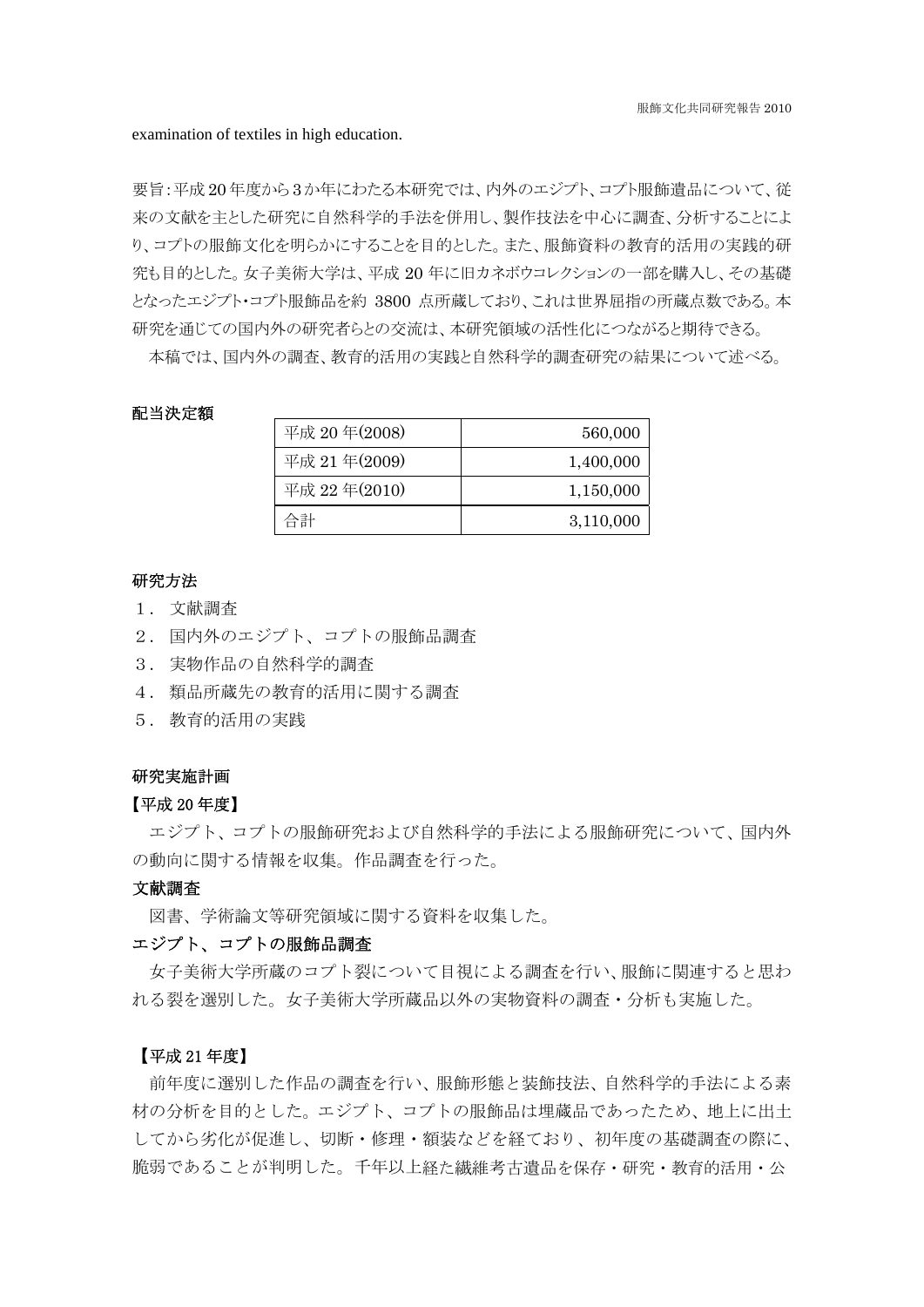examination of textiles in high education.

要旨:平成20年度から3か年にわたる本研究では、内外のエジプト、コプト服飾遺品について、従来の文献を主とした研究に自然科学的手法を併用し、製作技法を中心に調査、分析することにより、コプトの服飾文化を明らかにすることを目的とした。また、服飾資料の教育的活用の実践的研究も目的とした。女子美術大学は、平成 20 年に旧カネボウコレクションの一部を購入し、その基礎となったエジプト･コプト服飾品を約 3800 点所蔵しており、これは世界屈指の所蔵点数である。本研究を通じての国内外の研究者らとの交流は、本研究領域の活性化につながると期待できる。

本稿では、国内外の調査、教育的活用の実践と自然科学的調査研究の結果について述べる。

**配当決定額**

| 年度 | 金額 |
|---|---:|
| 平成 20 年(2008) | 560,000 |
| 平成 21 年(2009) | 1,400,000 |
| 平成 22 年(2010) | 1,150,000 |
| 合計 | 3,110,000 |

**研究方法**

1． 文献調査
2． 国内外のエジプト、コプトの服飾品調査
3． 実物作品の自然科学的調査
4． 類品所蔵先の教育的活用に関する調査
5． 教育的活用の実践

**研究実施計画**

**【平成 20 年度】**

エジプト、コプトの服飾研究および自然科学的手法による服飾研究について、国内外の動向に関する情報を収集。作品調査を行った。

**文献調査**

図書、学術論文等研究領域に関する資料を収集した。

**エジプト、コプトの服飾品調査**

女子美術大学所蔵のコプト裂について目視による調査を行い、服飾に関連すると思われる裂を選別した。女子美術大学所蔵品以外の実物資料の調査・分析も実施した。

**【平成 21 年度】**

前年度に選別した作品の調査を行い、服飾形態と装飾技法、自然科学的手法による素材の分析を目的とした。エジプト、コプトの服飾品は埋蔵品であったため、地上に出土してから劣化が促進し、切断・修理・額装などを経ており、初年度の基礎調査の際に、脆弱であることが判明した。千年以上経た繊維考古遺品を保存・研究・教育的活用・公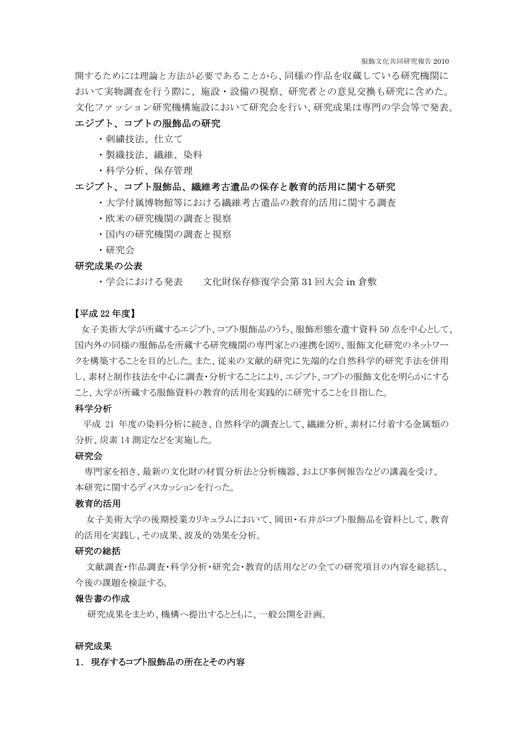開するためには理論と方法が必要であることから、同様の作品を収蔵している研究機関において実物調査を行う際に、施設・設備の視察、研究者との意見交換も研究に含めた。文化ファッション研究機構施設において研究会を行い、研究成果は専門の学会等で発表。

**エジプト、コプトの服飾品の研究**

- 刺繍技法、仕立て
- 製織技法、繊維、染料
- 科学分析、保存管理

**エジプト、コプト服飾品、繊維考古遺品の保存と教育的活用に関する研究**

- 大学付属博物館等における繊維考古遺品の教育的活用に関する調査
- 欧米の研究機関の調査と視察
- 国内の研究機関の調査と視察
- 研究会

**研究成果の公表**

- 学会における発表　　文化財保存修復学会第 31 回大会 in 倉敷

【平成 22 年度】

女子美術大学が所蔵するエジプト、コプト服飾品のうち、服飾形態を遺す資料 50 点を中心として、国内外の同様の服飾品を所蔵する研究機関の専門家との連携を図り、服飾文化研究のネットワークを構築することを目的とした。また、従来の文献的研究に先端的な自然科学的研究手法を併用し、素材と制作技法を中心に調査・分析することにより、エジプト、コプトの服飾文化を明らかにすること、大学が所蔵する服飾資料の教育的活用を実践的に研究することを目指した。

**科学分析**

平成 21 年度の染料分析に続き、自然科学的調査として、繊維分析、素材に付着する金属類の分析、炭素 14 測定などを実施した。

**研究会**

専門家を招き、最新の文化財の材質分析法と分析機器、および事例報告などの講義を受け、本研究に関するディスカッションを行った。

**教育的活用**

女子美術大学の後期授業カリキュラムにおいて、岡田・石井がコプト服飾品を資料として、教育的活用を実践し、その成果、波及的効果を分析。

**研究の総括**

文献調査・作品調査・科学分析・研究会・教育的活用などの全ての研究項目の内容を総括し、今後の課題を検証する。

**報告書の作成**

研究成果をまとめ、機構へ提出するとともに、一般公開を計画。

**研究成果**

**1.　現存するコプト服飾品の所在とその内容**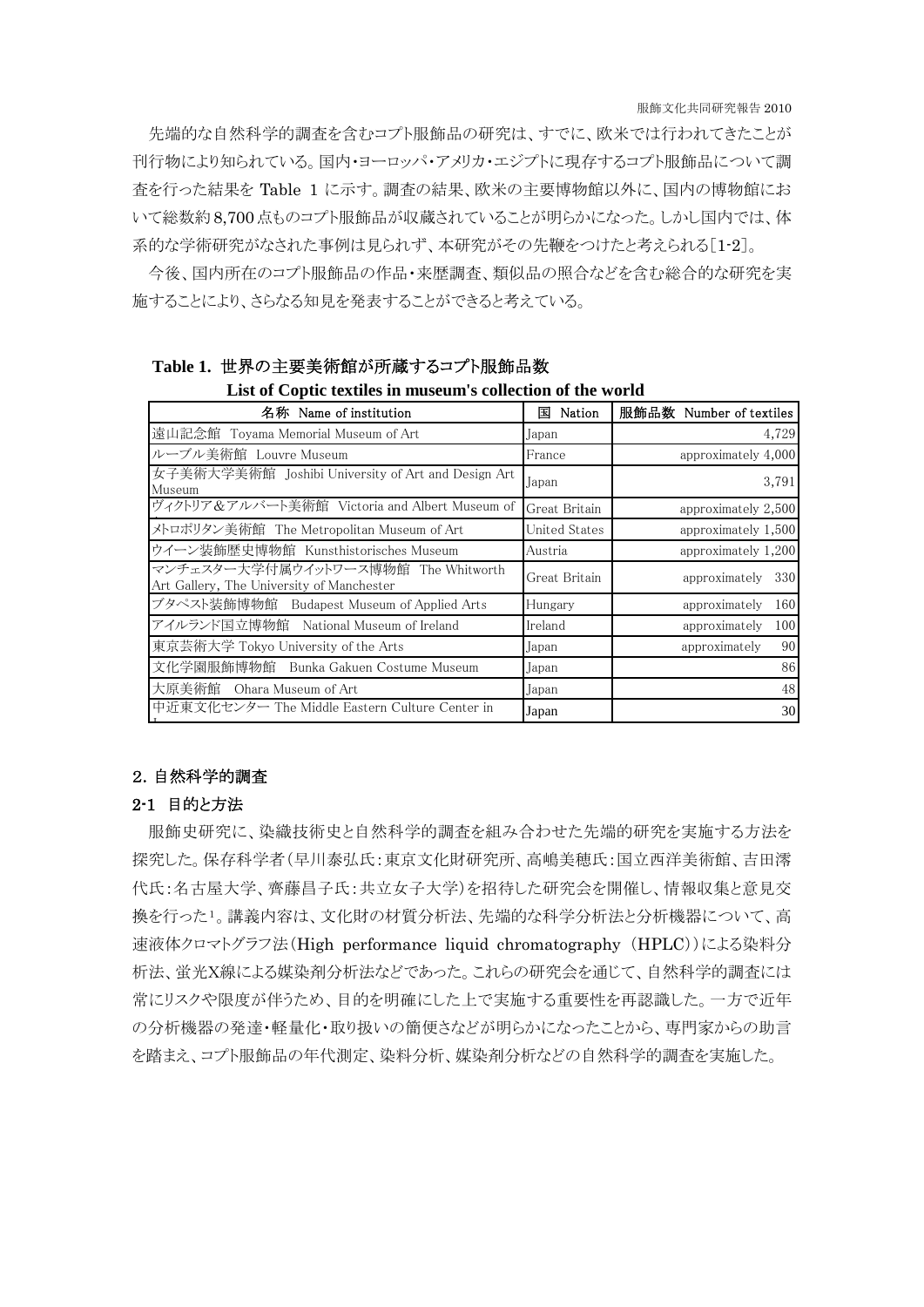先端的な自然科学的調査を含むコプト服飾品の研究は、すでに、欧米では行われてきたことが刊行物により知られている。国内・ヨーロッパ・アメリカ・エジプトに現存するコプト服飾品について調査を行った結果を Table 1 に示す。調査の結果、欧米の主要博物館以外に、国内の博物館において総数約 8,700 点ものコプト服飾品が収蔵されていることが明らかになった。しかし国内では、体系的な学術研究がなされた事例は見られず、本研究がその先鞭をつけたと考えられる[1-2]。

今後、国内所在のコプト服飾品の作品・来歴調査、類似品の照合などを含む総合的な研究を実施することにより、さらなる知見を発表することができると考えている。

**Table 1. 世界の主要美術館が所蔵するコプト服飾品数**
**List of Coptic textiles in museum's collection of the world**

| 名称 Name of institution | 国 Nation | 服飾品数 Number of textiles |
|---|---|---|
| 遠山記念館 Toyama Memorial Museum of Art | Japan | 4,729 |
| ルーブル美術館 Louvre Museum | France | approximately 4,000 |
| 女子美術大学美術館 Joshibi University of Art and Design Art Museum | Japan | 3,791 |
| ヴィクトリア＆アルバート美術館 Victoria and Albert Museum of | Great Britain | approximately 2,500 |
| メトロポリタン美術館 The Metropolitan Museum of Art | United States | approximately 1,500 |
| ウイーン装飾歴史博物館 Kunsthistorisches Museum | Austria | approximately 1,200 |
| マンチェスター大学付属ウイットワース博物館 The Whitworth Art Gallery, The University of Manchester | Great Britain | approximately 330 |
| ブダペスト装飾博物館 Budapest Museum of Applied Arts | Hungary | approximately 160 |
| アイルランド国立博物館 National Museum of Ireland | Ireland | approximately 100 |
| 東京芸術大学 Tokyo University of the Arts | Japan | approximately 90 |
| 文化学園服飾博物館 Bunka Gakuen Costume Museum | Japan | 86 |
| 大原美術館 Ohara Museum of Art | Japan | 48 |
| 中近東文化センター The Middle Eastern Culture Center in | Japan | 30 |

## 2. 自然科学的調査

### 2-1 目的と方法

服飾史研究に、染織技術史と自然科学的調査を組み合わせた先端的研究を実施する方法を探究した。保存科学者（早川泰弘氏：東京文化財研究所、高嶋美穂氏：国立西洋美術館、吉田澪代氏：名古屋大学、齊藤昌子氏：共立女子大学）を招待した研究会を開催し、情報収集と意見交換を行った[1]。講義内容は、文化財の材質分析法、先端的な科学分析法と分析機器について、高速液体クロマトグラフ法（High performance liquid chromatography (HPLC)）による染料分析法、蛍光X線による媒染剤分析法などであった。これらの研究会を通じて、自然科学的調査には常にリスクや限度が伴うため、目的を明確にした上で実施する重要性を再認識した。一方で近年の分析機器の発達・軽量化・取り扱いの簡便さなどが明らかになったことから、専門家からの助言を踏まえ、コプト服飾品の年代測定、染料分析、媒染剤分析などの自然科学的調査を実施した。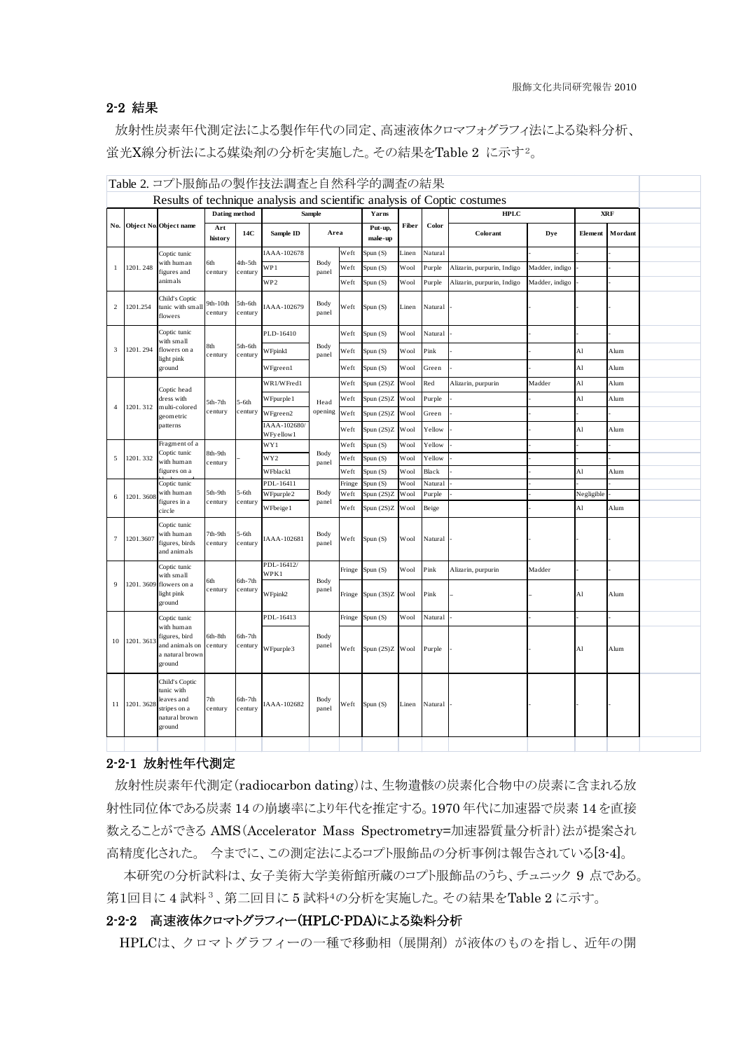## 2-2 結果

放射性炭素年代測定法による製作年代の同定、高速液体クロマフォグラフィ法による染料分析、蛍光X線分析法による媒染剤の分析を実施した。その結果をTable 2 に示す[2]。

Table 2. コプト服飾品の製作技法調査と自然科学的調査の結果

Results of technique analysis and scientific analysis of Coptic costumes

| No. | Object No. | Object name | Dating method | | Sample | | | Yarns | | | HPLC | | XRF | |
|---|---|---|---|---|---|---|---|---|---|---|---|---|---|---|
| | | | Art history | 14C | Sample ID | Area | | Put-up, make-up | Fiber | Color | Colorant | Dye | Element | Mordant |
| 1 | 1201. 248 | Coptic tunic with human figures and animals | 6th century | 4th-5th century | IAAA-102678 | Body panel | Weft | Spun (S) | Linen | Natural | | - | - | - |
| | | | | | WP1 | | Weft | Spun (S) | Wool | Purple | Alizarin, purpurin, Indigo | Madder, indigo | - | - |
| | | | | | WP2 | | Weft | Spun (S) | Wool | Purple | Alizarin, purpurin, Indigo | Madder, indigo | - | - |
| 2 | 1201.254 | Child's Coptic tunic with small flowers | 9th-10th century | 5th-6th century | IAAA-102679 | Body panel | Weft | Spun (S) | Linen | Natural | - | - | - | - |
| 3 | 1201. 294 | Coptic tunic with small flowers on a light pink ground | 8th century | 5th-6th century | PLD-16410 | Body panel | Weft | Spun (S) | Wool | Natural | - | - | - | - |
| | | | | | WFpink1 | | Weft | Spun (S) | Wool | Pink | - | - | Al | Alum |
| | | | | | WFgreen1 | | Weft | Spun (S) | Wool | Green | - | - | Al | Alum |
| 4 | 1201. 312 | Coptic head dress with multi-colored geometric patterns | 5th-7th century | 5-6th century | WR1/WFred1 | Head opening | Weft | Spun (2S)Z | Wool | Red | Alizarin, purpurin | Madder | Al | Alum |
| | | | | | WFpurple1 | | Weft | Spun (2S)Z | Wool | Purple | - | - | Al | Alum |
| | | | | | WFgreen2 | | Weft | Spun (2S)Z | Wool | Green | - | - | - | - |
| | | | | | IAAA-102680/ WFyellow1 | | Weft | Spun (2S)Z | Wool | Yellow | - | - | Al | Alum |
| 5 | 1201. 332 | Fragment of a Coptic tunic with human figures on a ... | 8th-9th century | – | WY1 | Body panel | Weft | Spun (S) | Wool | Yellow | - | - | - | - |
| | | | | | WY2 | | Weft | Spun (S) | Wool | Yellow | - | - | - | - |
| | | | | | WFblack1 | | Weft | Spun (S) | Wool | Black | - | - | Al | Alum |
| 6 | 1201. 3608 | Coptic tunic with human figures in a circle | 5th-9th century | 5-6th century | PDL-16411 | Body panel | Fringe | Spun (S) | Wool | Natural | - | - | - | - |
| | | | | | WFpurple2 | | Weft | Spun (2S)Z | Wool | Purple | - | - | Negligible | - |
| | | | | | WFbeige1 | | Weft | Spun (2S)Z | Wool | Beige | | - | Al | Alum |
| 7 | 1201.3607 | Coptic tunic with human figures, birds and animals | 7th-9th century | 5-6th century | IAAA-102681 | Body panel | Weft | Spun (S) | Wool | Natural | - | - | - | - |
| 9 | 1201. 3609 | Coptic tunic with small flowers on a light pink ground | 6th century | 6th-7th century | PDL-16412/ WPK1 | Body panel | Fringe | Spun (S) | Wool | Pink | Alizarin, purpurin | Madder | - | - |
| | | | | | WFpink2 | | Fringe | Spun (3S)Z | Wool | Pink | – | – | Al | Alum |
| 10 | 1201. 3613 | Coptic tunic with human figures, bird and animals on a natural brown ground | 6th-8th century | 6th-7th century | PDL-16413 | Body panel | Fringe | Spun (S) | Wool | Natural | - | - | - | - |
| | | | | | WFpurple3 | | Weft | Spun (2S)Z | Wool | Purple | - | - | Al | Alum |
| 11 | 1201. 3628 | Child's Coptic tunic with leaves and stripes on a natural brown ground | 7th century | 6th-7th century | IAAA-102682 | Body panel | Weft | Spun (S) | Linen | Natural | - | - | - | - |

### 2-2-1 放射性年代測定

放射性炭素年代測定(radiocarbon dating)は、生物遺骸の炭素化合物中の炭素に含まれる放射性同位体である炭素 14 の崩壊率により年代を推定する。1970 年代に加速器で炭素 14 を直接数えることができる AMS(Accelerator Mass Spectrometry=加速器質量分析計)法が提案され高精度化された。 今までに、この測定法によるコプト服飾品の分析事例は報告されている[3-4]。

本研究の分析試料は、女子美術大学美術館所蔵のコプト服飾品のうち、チュニック 9 点である。第1回目に 4 試料[3]、第二回目に 5 試料[4]の分析を実施した。その結果をTable 2 に示す。

### 2-2-2 高速液体クロマトグラフィー(HPLC-PDA)による染料分析

HPLCは、クロマトグラフィーの一種で移動相（展開剤）が液体のものを指し、近年の開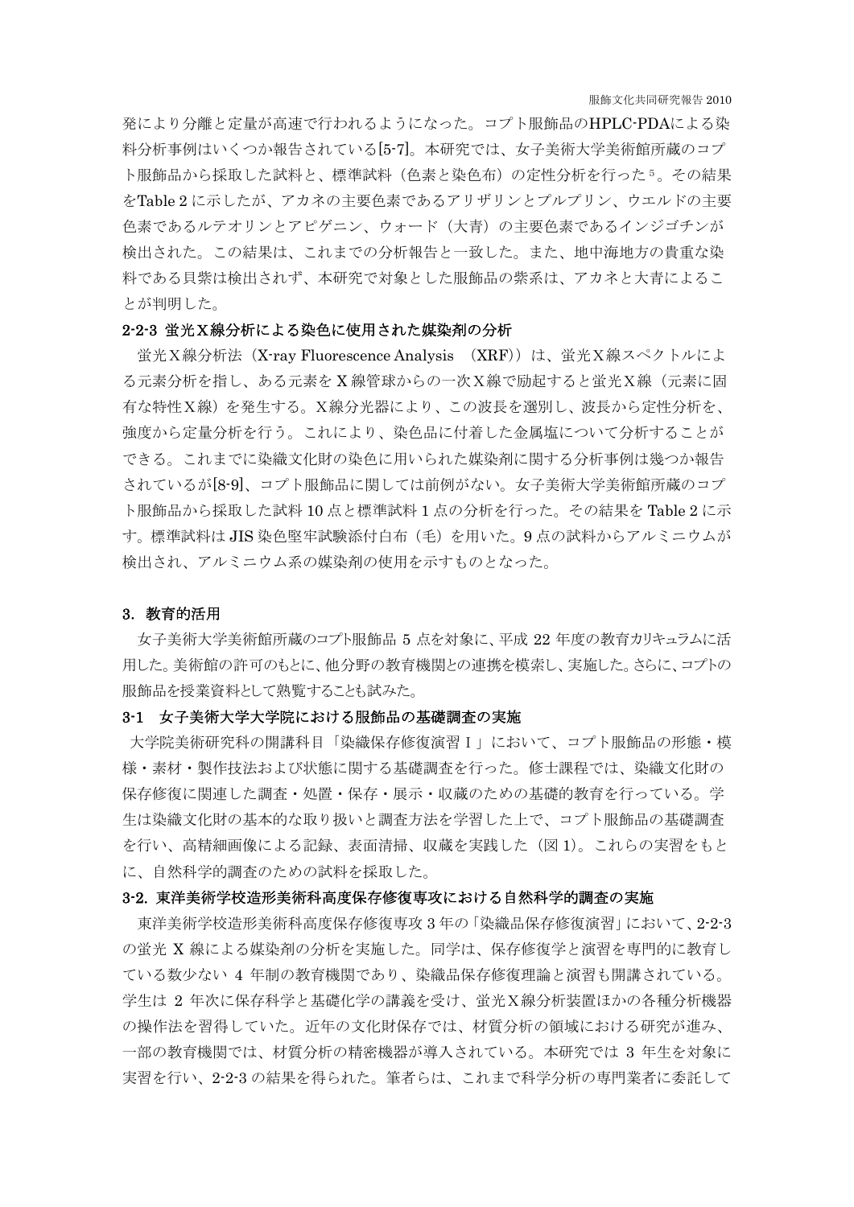発により分離と定量が高速で行われるようになった。コプト服飾品のHPLC-PDAによる染料分析事例はいくつか報告されている[5-7]。本研究では、女子美術大学美術館所蔵のコプト服飾品から採取した試料と、標準試料（色素と染色布）の定性分析を行った[5]。その結果をTable 2 に示したが、アカネの主要色素であるアリザリンとプルプリン、ウエルドの主要色素であるルテオリンとアピゲニン、ウォード（大青）の主要色素であるインジゴチンが検出された。この結果は、これまでの分析報告と一致した。また、地中海地方の貴重な染料である貝紫は検出されず、本研究で対象とした服飾品の紫系は、アカネと大青によることが判明した。

### 2-2-3 蛍光X線分析による染色に使用された媒染剤の分析

蛍光X線分析法（X-ray Fluorescence Analysis （XRF））は、蛍光X線スペクトルによる元素分析を指し、ある元素を X 線管球からの一次X線で励起すると蛍光X線（元素に固有な特性X線）を発生する。X線分光器により、この波長を選別し、波長から定性分析を、強度から定量分析を行う。これにより、染色品に付着した金属塩について分析することができる。これまでに染織文化財の染色に用いられた媒染剤に関する分析事例は幾つか報告されているが[8-9]、コプト服飾品に関しては前例がない。女子美術大学美術館所蔵のコプト服飾品から採取した試料 10 点と標準試料 1 点の分析を行った。その結果を Table 2 に示す。標準試料は JIS 染色堅牢試験添付白布（毛）を用いた。9 点の試料からアルミニウムが検出され、アルミニウム系の媒染剤の使用を示すものとなった。

## 3. 教育的活用

女子美術大学美術館所蔵のコプト服飾品 5 点を対象に、平成 22 年度の教育カリキュラムに活用した。美術館の許可のもとに、他分野の教育機関との連携を模索し、実施した。さらに、コプトの服飾品を授業資料として熟覧することも試みた。

### 3-1 女子美術大学大学院における服飾品の基礎調査の実施

大学院美術研究科の開講科目「染織保存修復演習Ⅰ」において、コプト服飾品の形態・模様・素材・製作技法および状態に関する基礎調査を行った。修士課程では、染織文化財の保存修復に関連した調査・処置・保存・展示・収蔵のための基礎的教育を行っている。学生は染織文化財の基本的な取り扱いと調査方法を学習した上で、コプト服飾品の基礎調査を行い、高精細画像による記録、表面清掃、収蔵を実践した（図 1)。これらの実習をもとに、自然科学的調査のための試料を採取した。

### 3-2. 東洋美術学校造形美術科高度保存修復専攻における自然科学的調査の実施

東洋美術学校造形美術科高度保存修復専攻 3 年の「染織品保存修復演習」において、2-2-3 の蛍光 X 線による媒染剤の分析を実施した。同学は、保存修復学と演習を専門的に教育している数少ない 4 年制の教育機関であり、染織品保存修復理論と演習も開講されている。学生は 2 年次に保存科学と基礎化学の講義を受け、蛍光X線分析装置ほかの各種分析機器の操作法を習得していた。近年の文化財保存では、材質分析の領域における研究が進み、一部の教育機関では、材質分析の精密機器が導入されている。本研究では 3 年生を対象に実習を行い、2-2-3 の結果を得られた。筆者らは、これまで科学分析の専門業者に委託して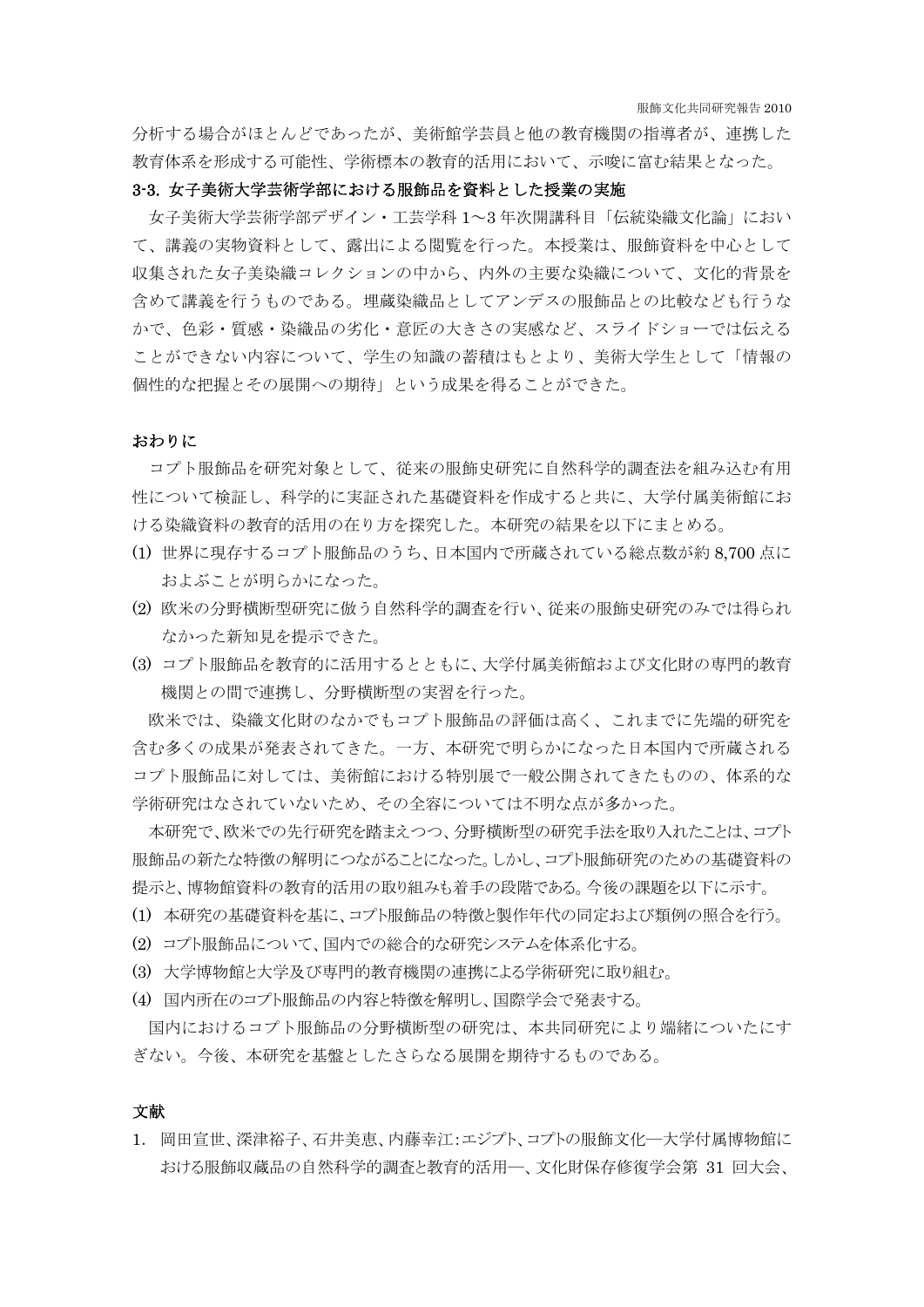分析する場合がほとんどであったが、美術館学芸員と他の教育機関の指導者が、連携した教育体系を形成する可能性、学術標本の教育的活用において、示唆に富む結果となった。

### 3-3. 女子美術大学芸術学部における服飾品を資料とした授業の実施

女子美術大学芸術学部デザイン・工芸学科 1～3 年次開講科目「伝統染織文化論」において、講義の実物資料として、露出による閲覧を行った。本授業は、服飾資料を中心として収集された女子美染織コレクションの中から、内外の主要な染織について、文化的背景を含めて講義を行うものである。埋蔵染織品としてアンデスの服飾品との比較なども行うなかで、色彩・質感・染織品の劣化・意匠の大きさの実感など、スライドショーでは伝えることができない内容について、学生の知識の蓄積はもとより、美術大学生として「情報の個性的な把握とその展開への期待」という成果を得ることができた。

## おわりに

コプト服飾品を研究対象として、従来の服飾史研究に自然科学的調査法を組み込む有用性について検証し、科学的に実証された基礎資料を作成すると共に、大学付属美術館における染織資料の教育的活用の在り方を探究した。本研究の結果を以下にまとめる。

(1) 世界に現存するコプト服飾品のうち、日本国内で所蔵されている総点数が約 8,700 点におよぶことが明らかになった。

(2) 欧米の分野横断型研究に倣う自然科学的調査を行い、従来の服飾史研究のみでは得られなかった新知見を提示できた。

(3) コプト服飾品を教育的に活用するとともに、大学付属美術館および文化財の専門的教育機関との間で連携し、分野横断型の実習を行った。

欧米では、染織文化財のなかでもコプト服飾品の評価は高く、これまでに先端的研究を含む多くの成果が発表されてきた。一方、本研究で明らかになった日本国内で所蔵されるコプト服飾品に対しては、美術館における特別展で一般公開されてきたものの、体系的な学術研究はなされていないため、その全容については不明な点が多かった。

本研究で、欧米での先行研究を踏まえつつ、分野横断型の研究手法を取り入れたことは、コプト服飾品の新たな特徴の解明につながることになった。しかし、コプト服飾研究のための基礎資料の提示と、博物館資料の教育的活用の取り組みも着手の段階である。今後の課題を以下に示す。

(1) 本研究の基礎資料を基に、コプト服飾品の特徴と製作年代の同定および類例の照合を行う。

(2) コプト服飾品について、国内での総合的な研究システムを体系化する。

(3) 大学博物館と大学及び専門的教育機関の連携による学術研究に取り組む。

(4) 国内所在のコプト服飾品の内容と特徴を解明し、国際学会で発表する。

国内におけるコプト服飾品の分野横断型の研究は、本共同研究により端緒についたにすぎない。今後、本研究を基盤としたさらなる展開を期待するものである。

## 文献

1. 岡田宣世、深津裕子、石井美恵、内藤幸江：エジプト、コプトの服飾文化―大学付属博物館における服飾収蔵品の自然科学的調査と教育的活用―、文化財保存修復学会第 31 回大会、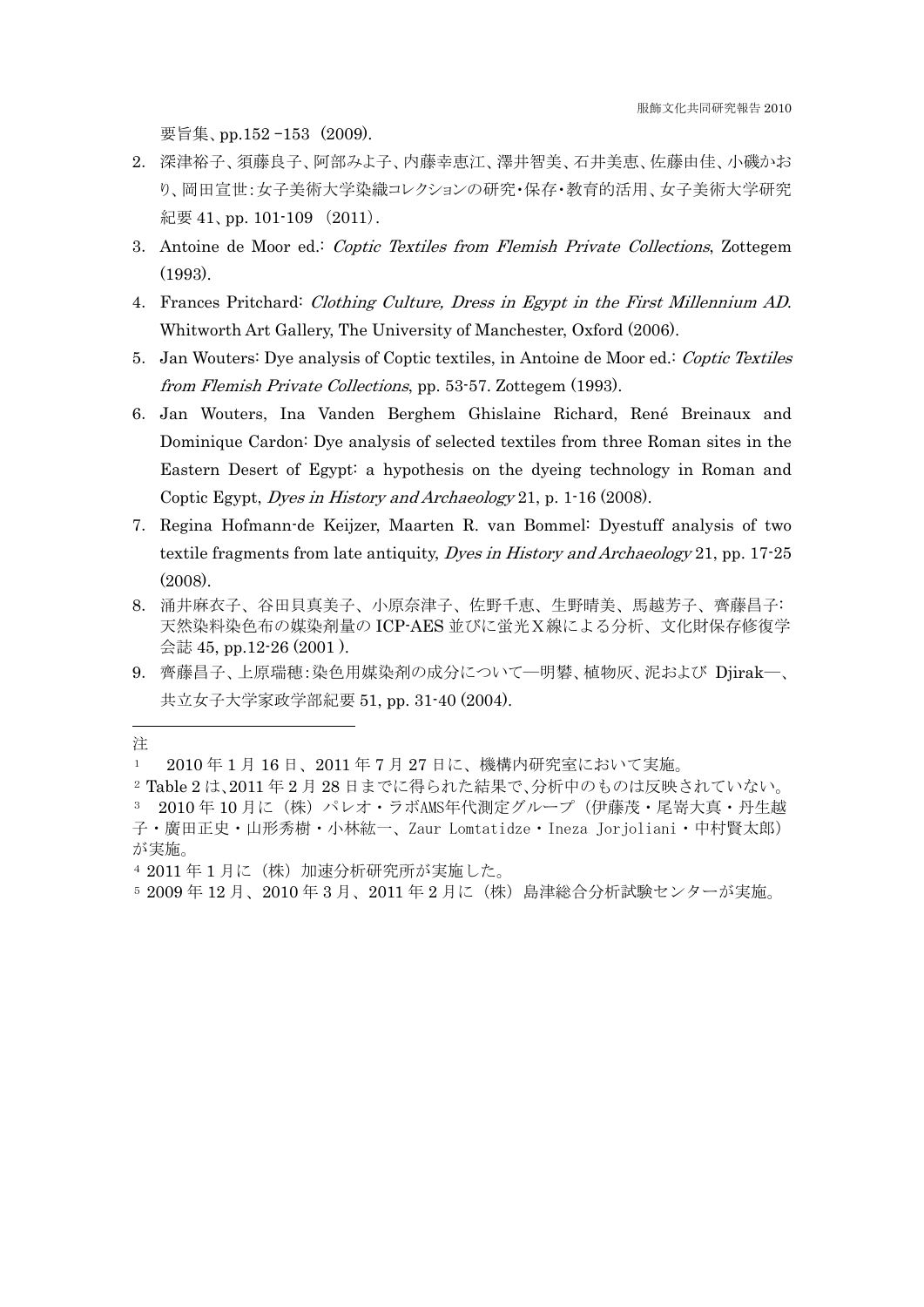要旨集、pp.152 −153 (2009).

2. 深津裕子、須藤良子、阿部みよ子、内藤幸恵江、澤井智美、石井美恵、佐藤由佳、小磯かおり、岡田宣世：女子美術大学染織コレクションの研究・保存・教育的活用、女子美術大学研究紀要 41、pp. 101-109 (2011).
3. Antoine de Moor ed.: *Coptic Textiles from Flemish Private Collections*, Zottegem (1993).
4. Frances Pritchard: *Clothing Culture, Dress in Egypt in the First Millennium AD*. Whitworth Art Gallery, The University of Manchester, Oxford (2006).
5. Jan Wouters: Dye analysis of Coptic textiles, in Antoine de Moor ed.: *Coptic Textiles from Flemish Private Collections*, pp. 53-57. Zottegem (1993).
6. Jan Wouters, Ina Vanden Berghem Ghislaine Richard, René Breinaux and Dominique Cardon: Dye analysis of selected textiles from three Roman sites in the Eastern Desert of Egypt: a hypothesis on the dyeing technology in Roman and Coptic Egypt, *Dyes in History and Archaeology* 21, p. 1-16 (2008).
7. Regina Hofmann-de Keijzer, Maarten R. van Bommel: Dyestuff analysis of two textile fragments from late antiquity, *Dyes in History and Archaeology* 21, pp. 17-25 (2008).
8. 涌井麻衣子、谷田貝真美子、小原奈津子、佐野千恵、生野晴美、馬越芳子、齊藤昌子：天然染料染色布の媒染剤量の ICP-AES 並びに蛍光Ｘ線による分析、文化財保存修復学会誌 45, pp.12-26 (2001 ).
9. 齊藤昌子、上原瑞穂：染色用媒染剤の成分について―明礬、植物灰、泥および Djirak―、共立女子大学家政学部紀要 51, pp. 31-40 (2004).

---

注

[1] 2010 年 1 月 16 日、2011 年 7 月 27 日に、機構内研究室において実施。

[2] Table 2 は、2011 年 2 月 28 日までに得られた結果で、分析中のものは反映されていない。

[3] 2010 年 10 月に（株）パレオ・ラボAMS年代測定グループ（伊藤茂・尾嵜大真・丹生越子・廣田正史・山形秀樹・小林紘一、Zaur Lomtatidze・Ineza Jorjoliani・中村賢太郎）が実施。

[4] 2011 年 1 月に（株）加速分析研究所が実施した。

[5] 2009 年 12 月、2010 年 3 月、2011 年 2 月に（株）島津総合分析試験センターが実施。